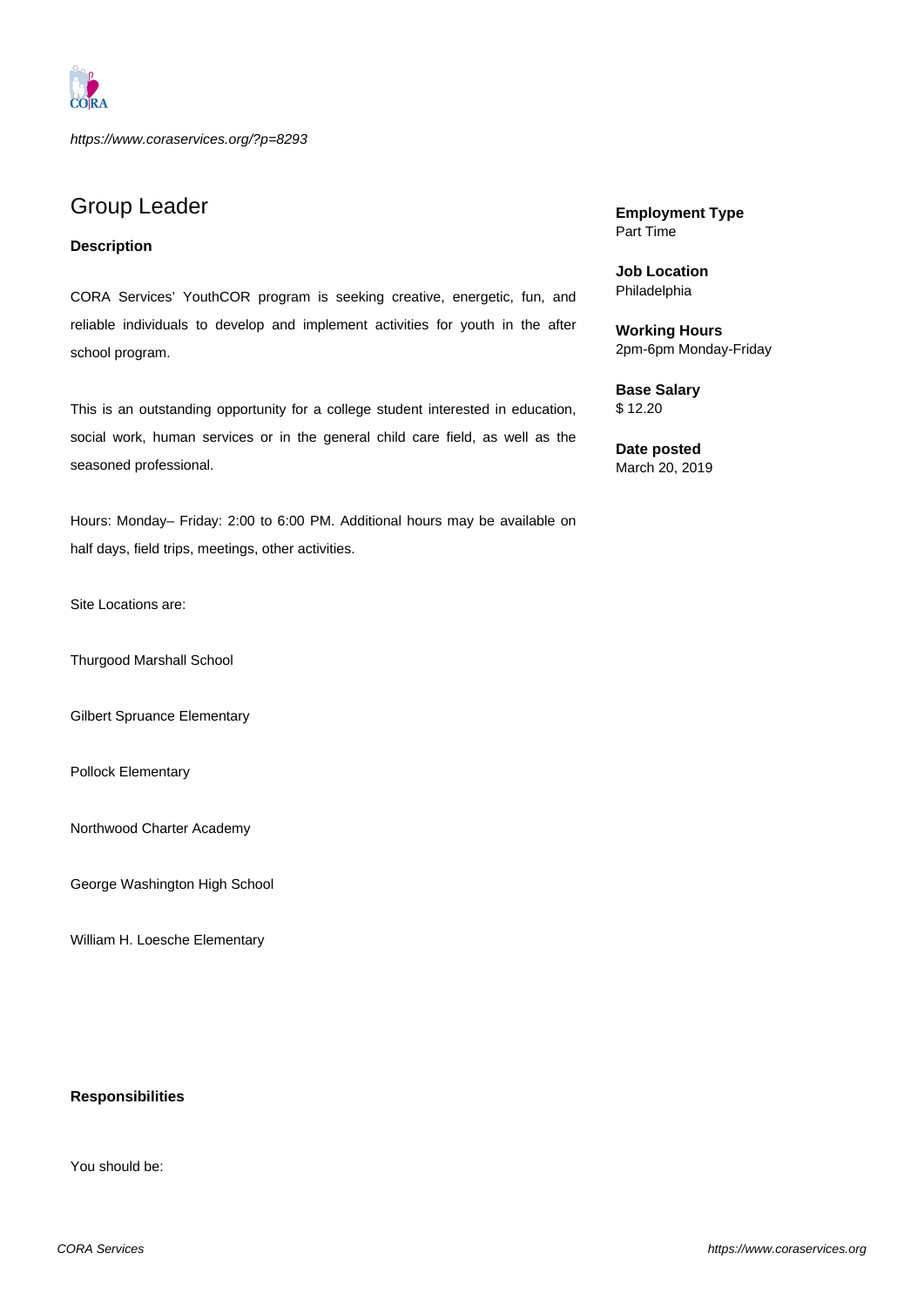*https://www.coraservices.org/?p=8293*

# Group Leader

**Description**

CORA Services' YouthCOR program is seeking creative, energetic, fun, and reliable individuals to develop and implement activities for youth in the after school program.

This is an outstanding opportunity for a college student interested in education, social work, human services or in the general child care field, as well as the seasoned professional.

Hours: Monday– Friday: 2:00 to 6:00 PM. Additional hours may be available on half days, field trips, meetings, other activities.

Site Locations are:

Thurgood Marshall School

Gilbert Spruance Elementary

Pollock Elementary

Northwood Charter Academy

George Washington High School

William H. Loesche Elementary

**Employment Type**
Part Time

**Job Location**
Philadelphia

**Working Hours**
2pm-6pm Monday-Friday

**Base Salary**
$ 12.20

**Date posted**
March 20, 2019

**Responsibilities**

You should be: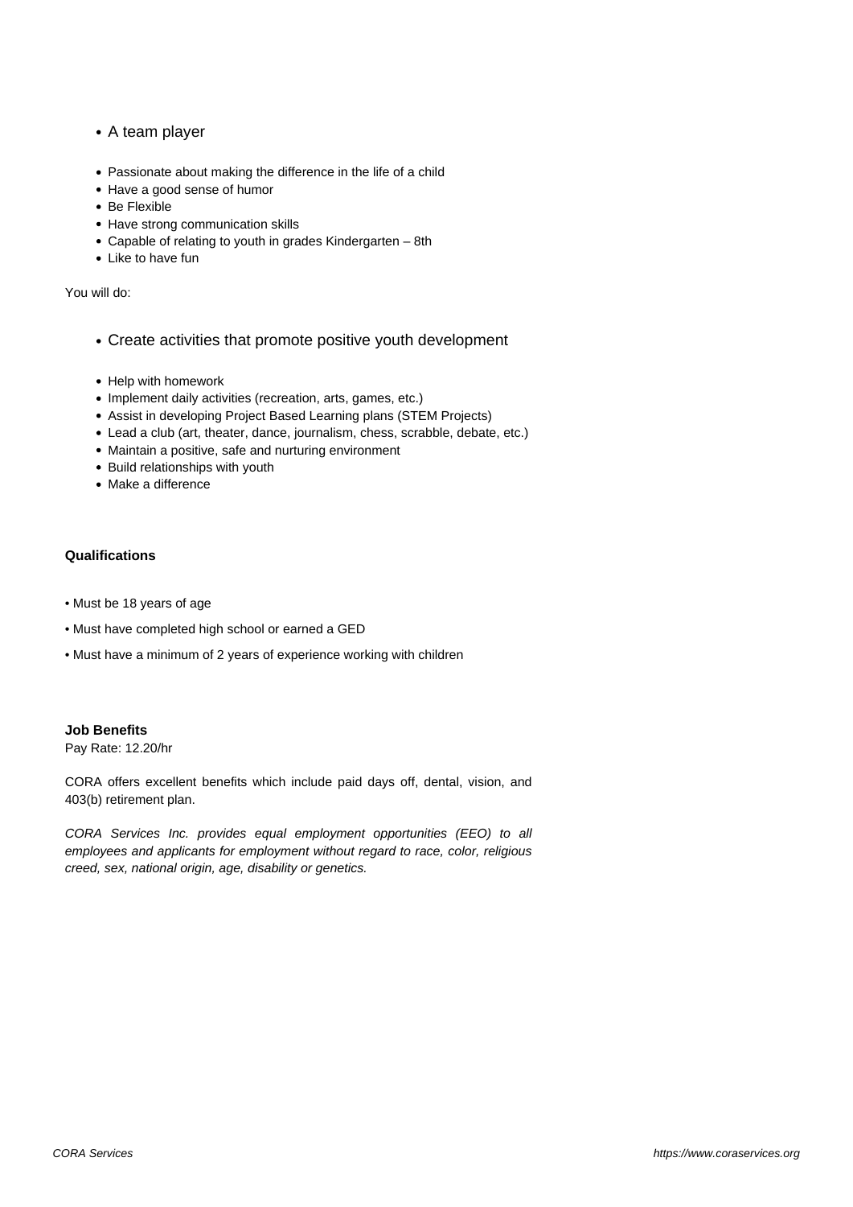- A team player

- Passionate about making the difference in the life of a child
- Have a good sense of humor
- Be Flexible
- Have strong communication skills
- Capable of relating to youth in grades Kindergarten – 8th
- Like to have fun

You will do:

- Create activities that promote positive youth development

- Help with homework
- Implement daily activities (recreation, arts, games, etc.)
- Assist in developing Project Based Learning plans (STEM Projects)
- Lead a club (art, theater, dance, journalism, chess, scrabble, debate, etc.)
- Maintain a positive, safe and nurturing environment
- Build relationships with youth
- Make a difference

**Qualifications**

• Must be 18 years of age

• Must have completed high school or earned a GED

• Must have a minimum of 2 years of experience working with children

**Job Benefits**
Pay Rate: 12.20/hr

CORA offers excellent benefits which include paid days off, dental, vision, and 403(b) retirement plan.

*CORA Services Inc. provides equal employment opportunities (EEO) to all employees and applicants for employment without regard to race, color, religious creed, sex, national origin, age, disability or genetics.*